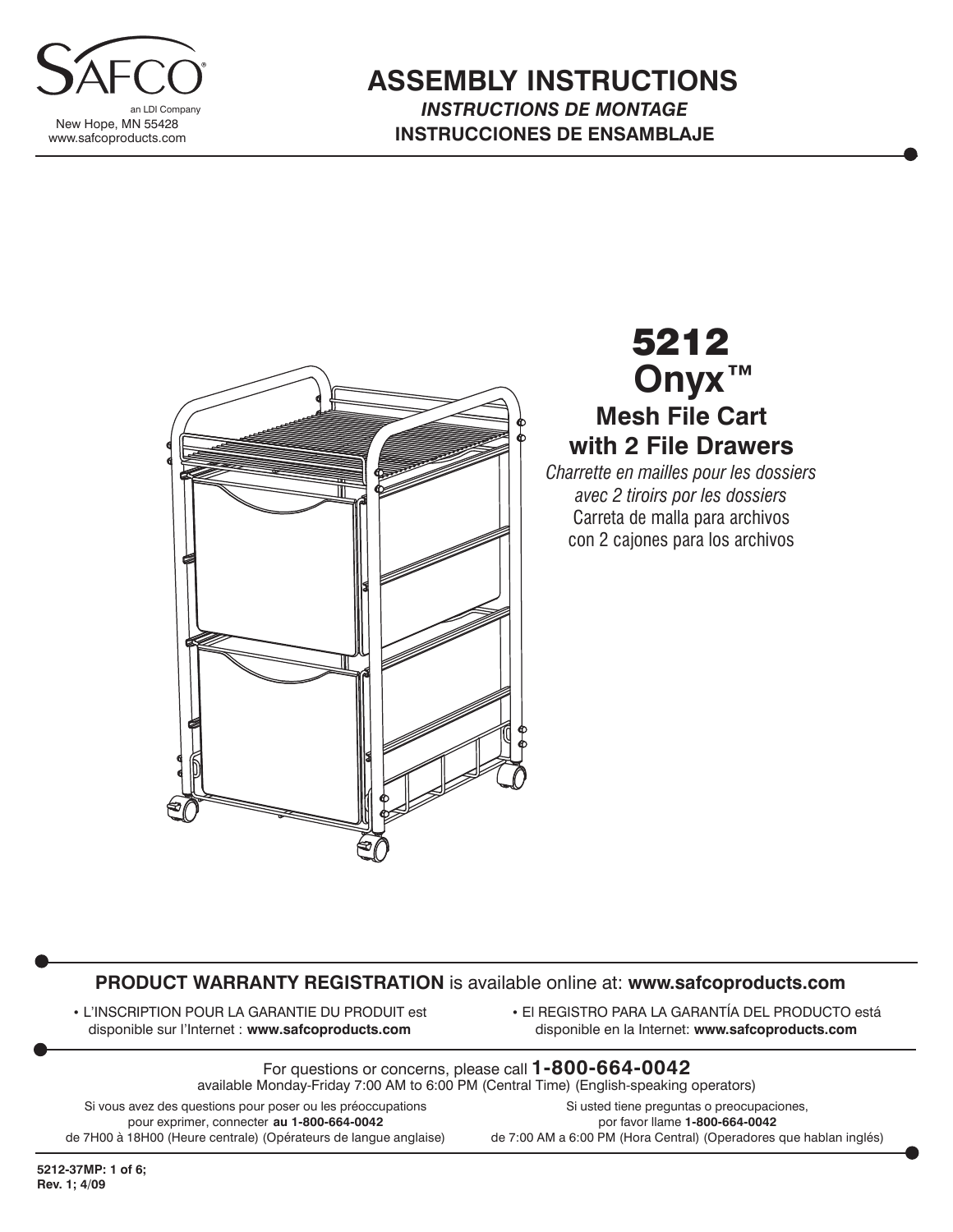SAFCO®
an LDI Company
New Hope, MN 55428
www.safcoproducts.com

# ASSEMBLY INSTRUCTIONS

***INSTRUCTIONS DE MONTAGE***

**INSTRUCCIONES DE ENSAMBLAJE**

# 5212

## Onyx™

### Mesh File Cart with 2 File Drawers

*Charrette en mailles pour les dossiers avec 2 tiroirs por les dossiers*

Carreta de malla para archivos con 2 cajones para los archivos

**PRODUCT WARRANTY REGISTRATION** is available online at: **www.safcoproducts.com**

- L'INSCRIPTION POUR LA GARANTIE DU PRODUIT est disponible sur l'Internet : **www.safcoproducts.com**
- El REGISTRO PARA LA GARANTÍA DEL PRODUCTO está disponible en la Internet: **www.safcoproducts.com**

For questions or concerns, please call **1-800-664-0042**
available Monday-Friday 7:00 AM to 6:00 PM (Central Time) (English-speaking operators)

Si vous avez des questions pour poser ou les préoccupations pour exprimer, connecter **au 1-800-664-0042** de 7H00 à 18H00 (Heure centrale) (Opérateurs de langue anglaise)

Si usted tiene preguntas o preocupaciones, por favor llame **1-800-664-0042** de 7:00 AM a 6:00 PM (Hora Central) (Operadores que hablan inglés)

**5212-37MP: 1 of 6;**
**Rev. 1; 4/09**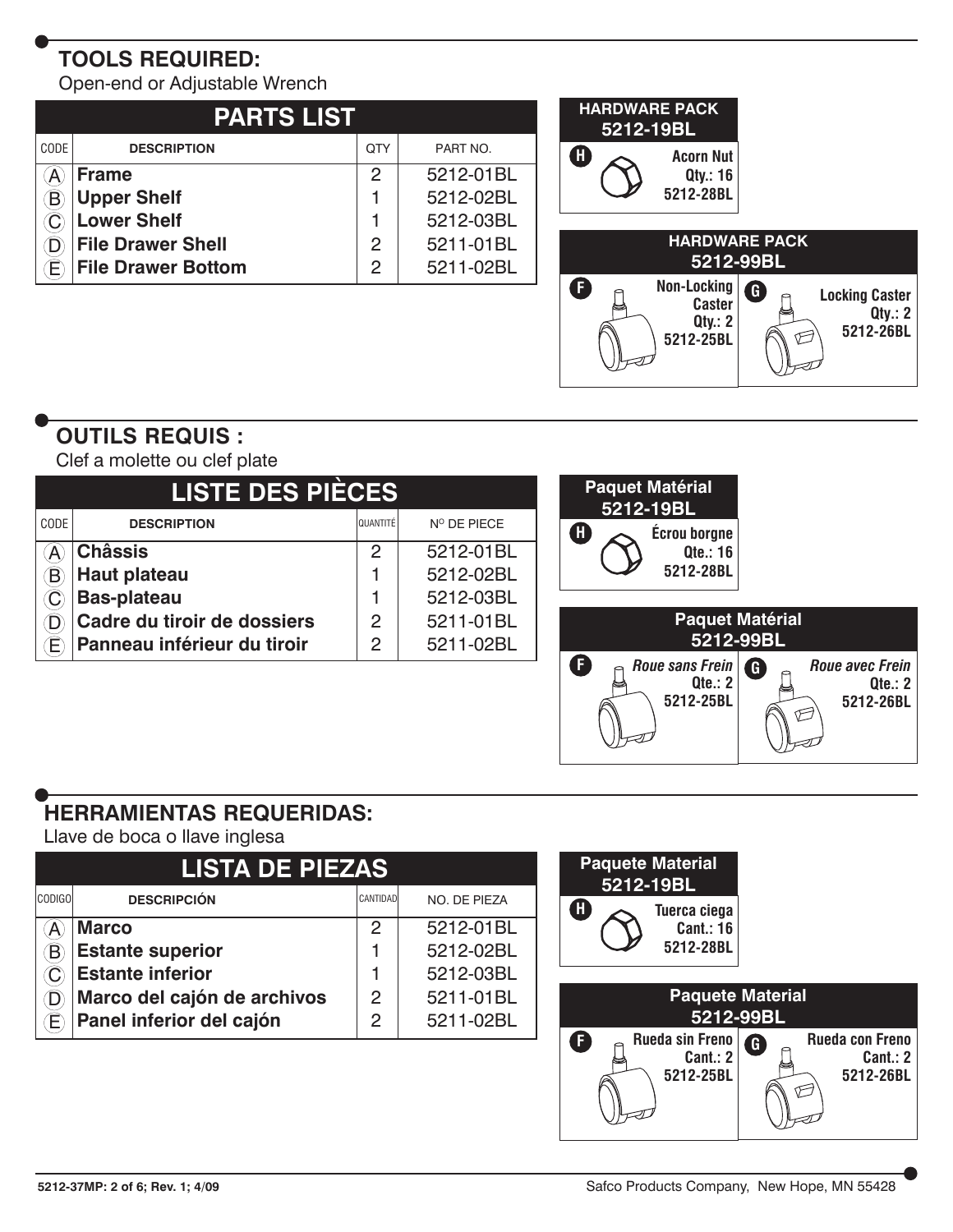## TOOLS REQUIRED:

Open-end or Adjustable Wrench

### PARTS LIST

| CODE | DESCRIPTION | QTY | PART NO. |
|---|---|---|---|
| A | **Frame** | 2 | 5212-01BL |
| B | **Upper Shelf** | 1 | 5212-02BL |
| C | **Lower Shelf** | 1 | 5212-03BL |
| D | **File Drawer Shell** | 2 | 5211-01BL |
| E | **File Drawer Bottom** | 2 | 5211-02BL |

**HARDWARE PACK 5212-19BL**

- **H** Acorn Nut, Qty.: 16, 5212-28BL

**HARDWARE PACK 5212-99BL**

- **F** Non-Locking Caster, Qty.: 2, 5212-25BL
- **G** Locking Caster, Qty.: 2, 5212-26BL

## OUTILS REQUIS :

Clef a molette ou clef plate

### LISTE DES PIÈCES

| CODE | DESCRIPTION | QUANTITÉ | Nº DE PIECE |
|---|---|---|---|
| A | **Châssis** | 2 | 5212-01BL |
| B | **Haut plateau** | 1 | 5212-02BL |
| C | **Bas-plateau** | 1 | 5212-03BL |
| D | **Cadre du tiroir de dossiers** | 2 | 5211-01BL |
| E | **Panneau inférieur du tiroir** | 2 | 5211-02BL |

**Paquet Matérial 5212-19BL**

- **H** Écrou borgne, Qte.: 16, 5212-28BL

**Paquet Matérial 5212-99BL**

- **F** *Roue sans Frein*, Qte.: 2, 5212-25BL
- **G** *Roue avec Frein*, Qte.: 2, 5212-26BL

## HERRAMIENTAS REQUERIDAS:

Llave de boca o llave inglesa

### LISTA DE PIEZAS

| CODIGO | DESCRIPCIÓN | CANTIDAD | NO. DE PIEZA |
|---|---|---|---|
| A | **Marco** | 2 | 5212-01BL |
| B | **Estante superior** | 1 | 5212-02BL |
| C | **Estante inferior** | 1 | 5212-03BL |
| D | **Marco del cajón de archivos** | 2 | 5211-01BL |
| E | **Panel inferior del cajón** | 2 | 5211-02BL |

**Paquete Material 5212-19BL**

- **H** Tuerca ciega, Cant.: 16, 5212-28BL

**Paquete Material 5212-99BL**

- **F** Rueda sin Freno, Cant.: 2, 5212-25BL
- **G** Rueda con Freno, Cant.: 2, 5212-26BL

5212-37MP: 2 of 6; Rev. 1; 4/09

Safco Products Company, New Hope, MN 55428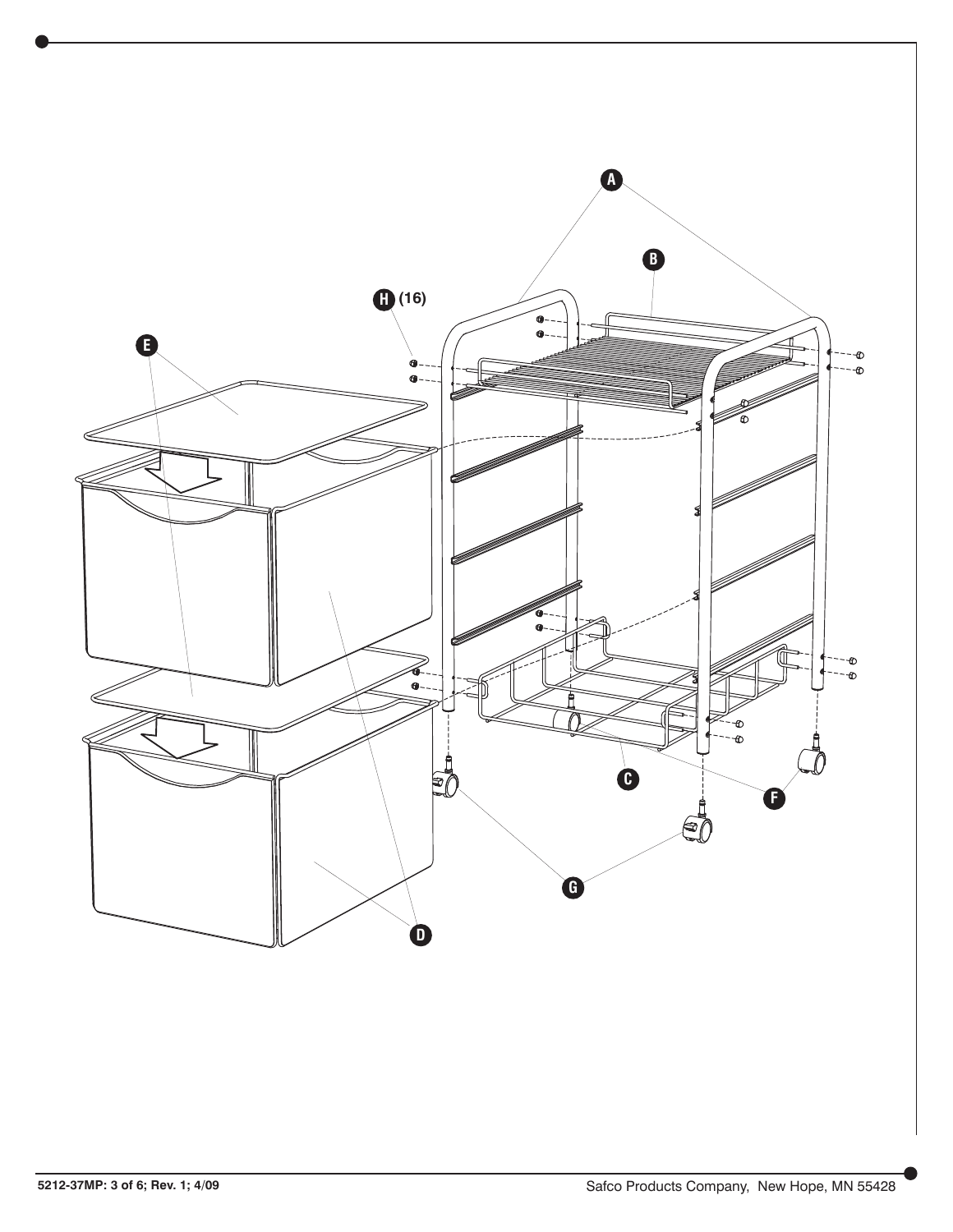A

B

H (16)

E

C

F

G

D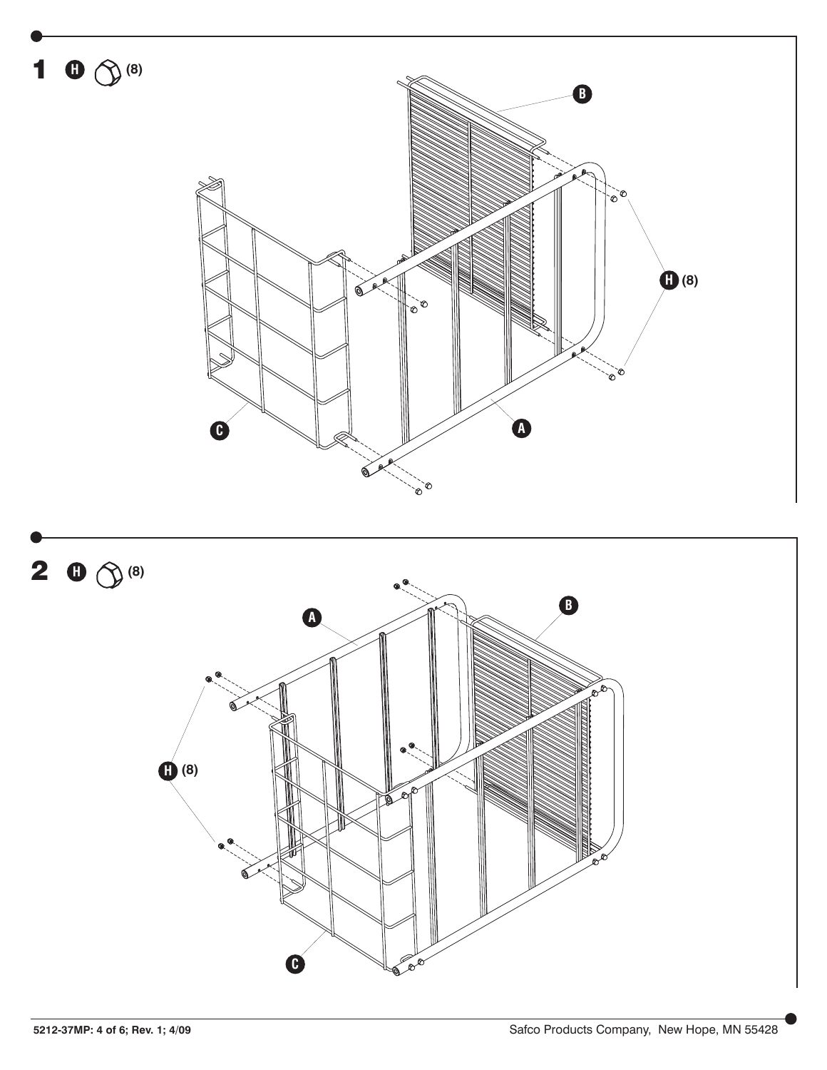**1** H (8)

B

H (8)

C

A

**2** H (8)

A

B

H (8)

C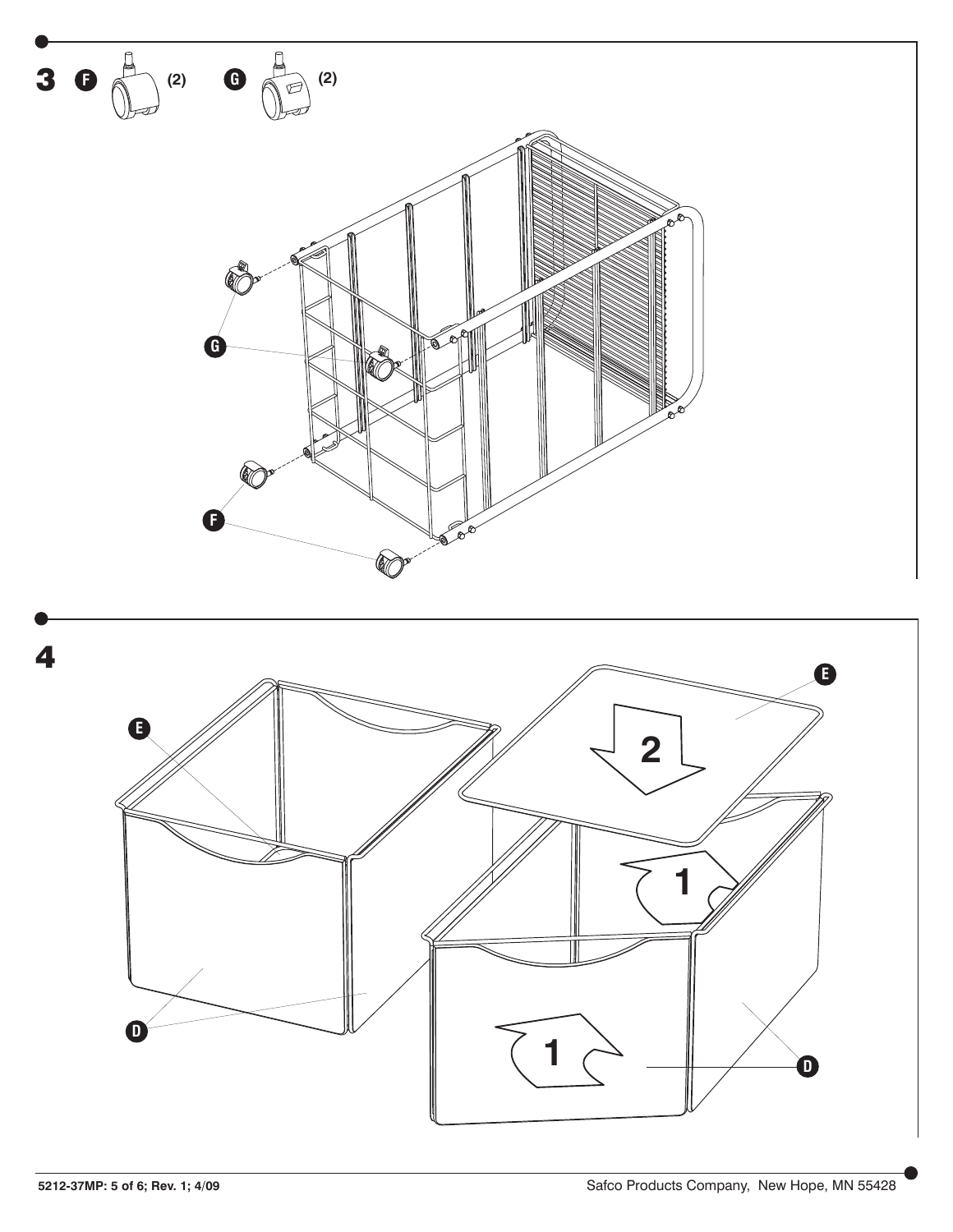**3** **F** (2) **G** (2)

**G**

**F**

**4**

**E**

**2**

**1**

**1**

**D**

**D**

5212-37MP: 5 of 6; Rev. 1; 4/09

Safco Products Company, New Hope, MN 55428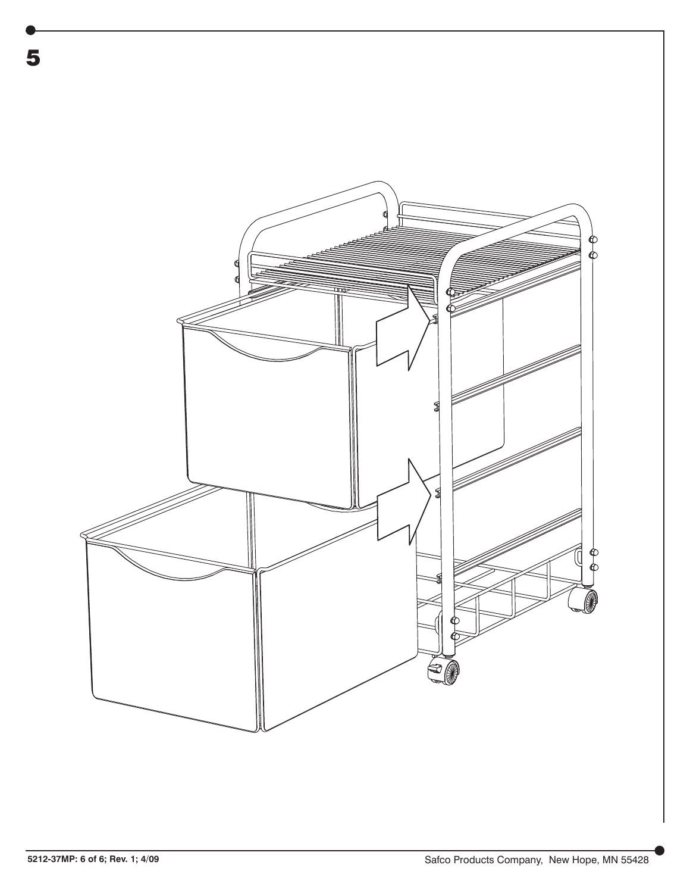# 5